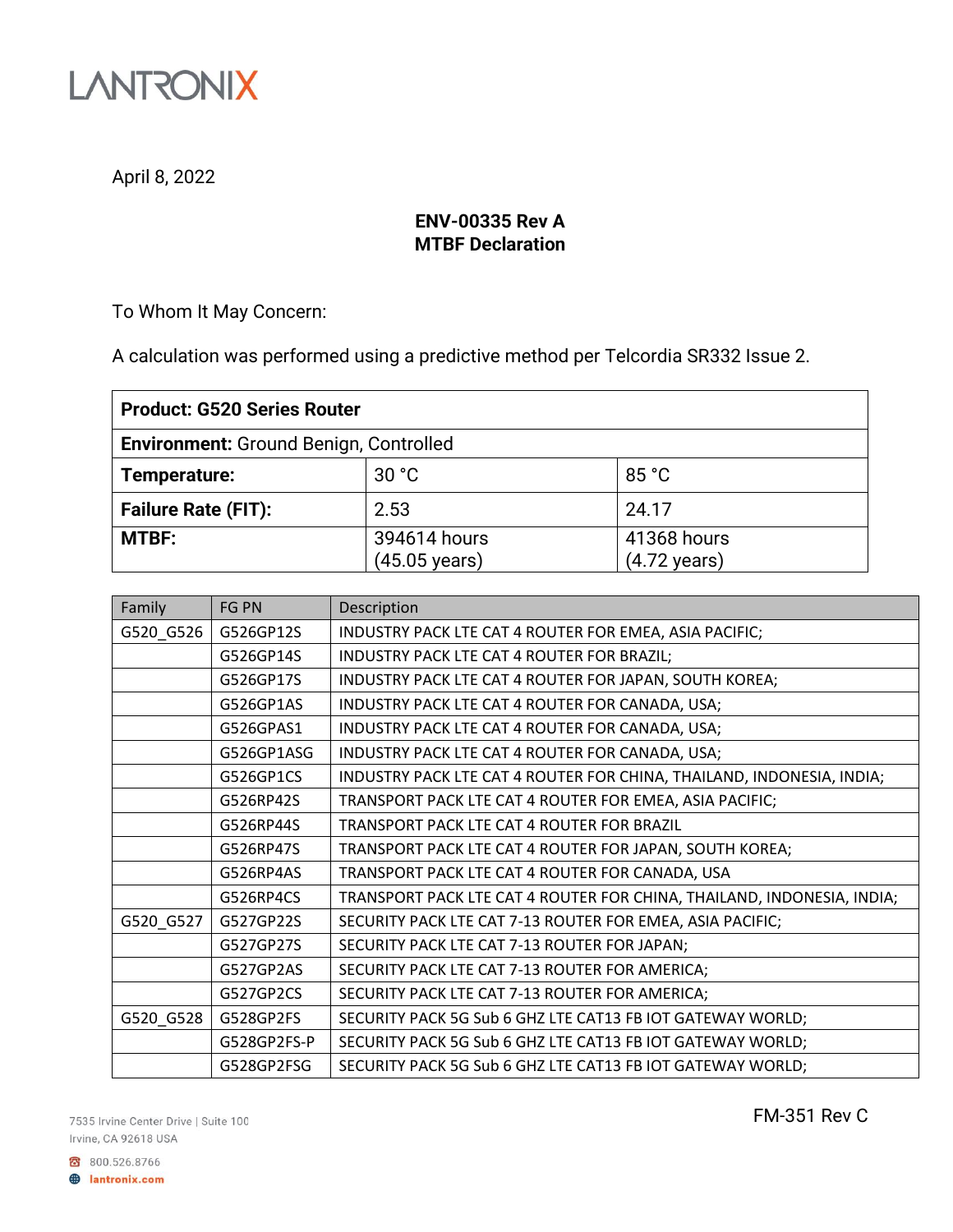LANTRONIX

April 8, 2022

**ENV-00335 Rev A**
**MTBF Declaration**

To Whom It May Concern:

A calculation was performed using a predictive method per Telcordia SR332 Issue 2.

| **Product: G520 Series Router** | | |
|---|---|---|
| **Environment:** Ground Benign, Controlled | | |
| **Temperature:** | 30 °C | 85 °C |
| **Failure Rate (FIT):** | 2.53 | 24.17 |
| **MTBF:** | 394614 hours (45.05 years) | 41368 hours (4.72 years) |

| Family | FG PN | Description |
|---|---|---|
| G520_G526 | G526GP12S | INDUSTRY PACK LTE CAT 4 ROUTER FOR EMEA, ASIA PACIFIC; |
| | G526GP14S | INDUSTRY PACK LTE CAT 4 ROUTER FOR BRAZIL; |
| | G526GP17S | INDUSTRY PACK LTE CAT 4 ROUTER FOR JAPAN, SOUTH KOREA; |
| | G526GP1AS | INDUSTRY PACK LTE CAT 4 ROUTER FOR CANADA, USA; |
| | G526GPAS1 | INDUSTRY PACK LTE CAT 4 ROUTER FOR CANADA, USA; |
| | G526GP1ASG | INDUSTRY PACK LTE CAT 4 ROUTER FOR CANADA, USA; |
| | G526GP1CS | INDUSTRY PACK LTE CAT 4 ROUTER FOR CHINA, THAILAND, INDONESIA, INDIA; |
| | G526RP42S | TRANSPORT PACK LTE CAT 4 ROUTER FOR EMEA, ASIA PACIFIC; |
| | G526RP44S | TRANSPORT PACK LTE CAT 4 ROUTER FOR BRAZIL |
| | G526RP47S | TRANSPORT PACK LTE CAT 4 ROUTER FOR JAPAN, SOUTH KOREA; |
| | G526RP4AS | TRANSPORT PACK LTE CAT 4 ROUTER FOR CANADA, USA |
| | G526RP4CS | TRANSPORT PACK LTE CAT 4 ROUTER FOR CHINA, THAILAND, INDONESIA, INDIA; |
| G520_G527 | G527GP22S | SECURITY PACK LTE CAT 7-13 ROUTER FOR EMEA, ASIA PACIFIC; |
| | G527GP27S | SECURITY PACK LTE CAT 7-13 ROUTER FOR JAPAN; |
| | G527GP2AS | SECURITY PACK LTE CAT 7-13 ROUTER FOR AMERICA; |
| | G527GP2CS | SECURITY PACK LTE CAT 7-13 ROUTER FOR AMERICA; |
| G520_G528 | G528GP2FS | SECURITY PACK 5G Sub 6 GHZ LTE CAT13 FB IOT GATEWAY WORLD; |
| | G528GP2FS-P | SECURITY PACK 5G Sub 6 GHZ LTE CAT13 FB IOT GATEWAY WORLD; |
| | G528GP2FSG | SECURITY PACK 5G Sub 6 GHZ LTE CAT13 FB IOT GATEWAY WORLD; |

7535 Irvine Center Drive | Suite 100
Irvine, CA 92618 USA

800.526.8766
lantronix.com

FM-351 Rev C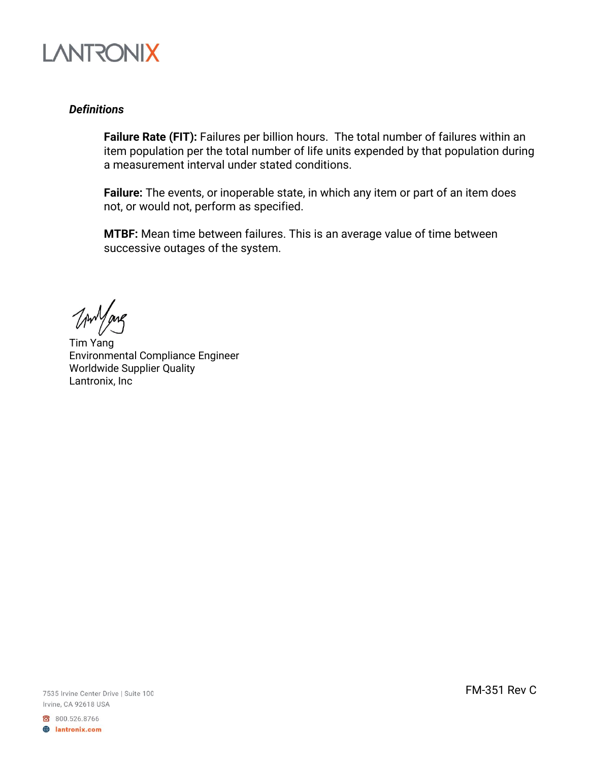***Definitions***

**Failure Rate (FIT):** Failures per billion hours. The total number of failures within an item population per the total number of life units expended by that population during a measurement interval under stated conditions.

**Failure:** The events, or inoperable state, in which any item or part of an item does not, or would not, perform as specified.

**MTBF:** Mean time between failures. This is an average value of time between successive outages of the system.

Tim Yang
Environmental Compliance Engineer
Worldwide Supplier Quality
Lantronix, Inc

7535 Irvine Center Drive | Suite 100
Irvine, CA 92618 USA
800.526.8766
lantronix.com

FM-351 Rev C